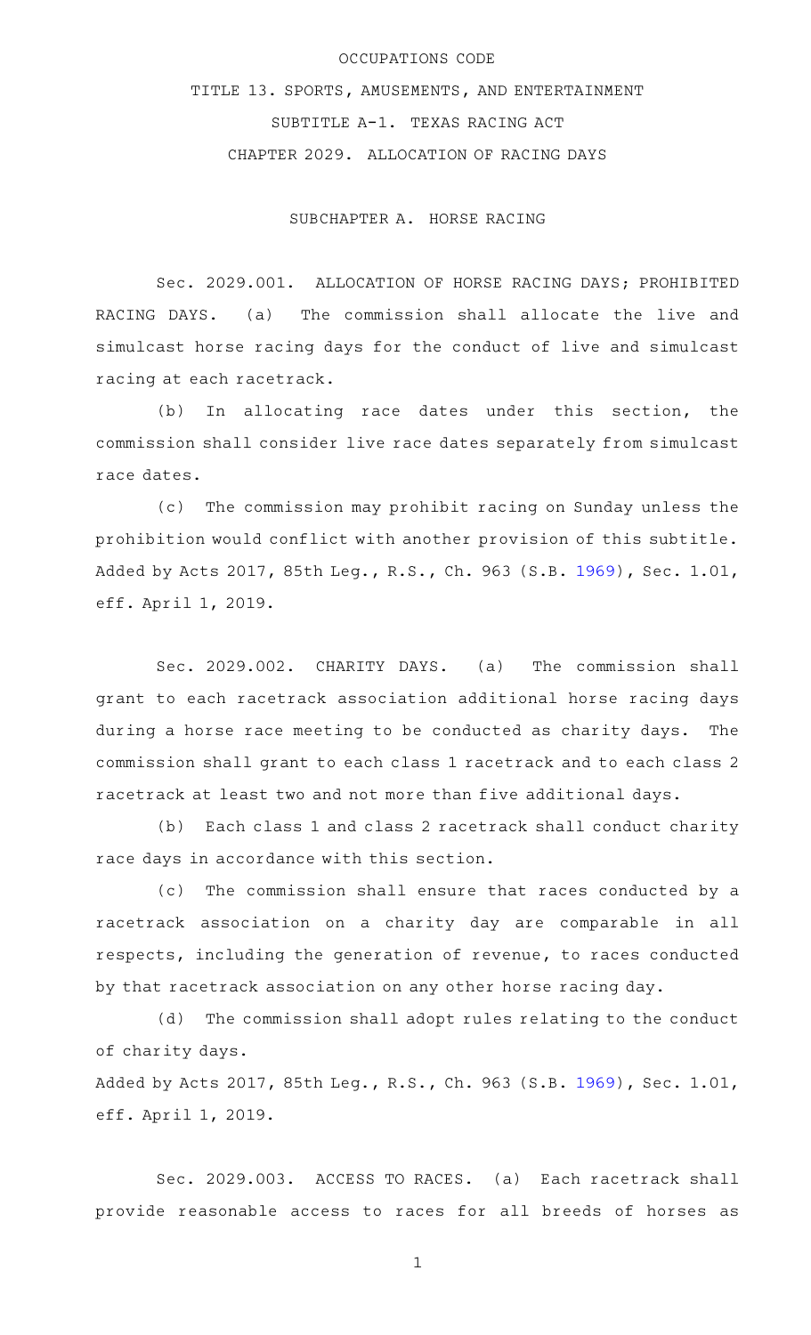# OCCUPATIONS CODE

## TITLE 13. SPORTS, AMUSEMENTS, AND ENTERTAINMENT

## SUBTITLE A-1. TEXAS RACING ACT

## CHAPTER 2029. ALLOCATION OF RACING DAYS

### SUBCHAPTER A. HORSE RACING

Sec. 2029.001. ALLOCATION OF HORSE RACING DAYS; PROHIBITED RACING DAYS. (a) The commission shall allocate the live and simulcast horse racing days for the conduct of live and simulcast racing at each racetrack.

(b) In allocating race dates under this section, the commission shall consider live race dates separately from simulcast race dates.

(c) The commission may prohibit racing on Sunday unless the prohibition would conflict with another provision of this subtitle.

Added by Acts 2017, 85th Leg., R.S., Ch. 963 (S.B. 1969), Sec. 1.01, eff. April 1, 2019.

Sec. 2029.002. CHARITY DAYS. (a) The commission shall grant to each racetrack association additional horse racing days during a horse race meeting to be conducted as charity days. The commission shall grant to each class 1 racetrack and to each class 2 racetrack at least two and not more than five additional days.

(b) Each class 1 and class 2 racetrack shall conduct charity race days in accordance with this section.

(c) The commission shall ensure that races conducted by a racetrack association on a charity day are comparable in all respects, including the generation of revenue, to races conducted by that racetrack association on any other horse racing day.

(d) The commission shall adopt rules relating to the conduct of charity days.

Added by Acts 2017, 85th Leg., R.S., Ch. 963 (S.B. 1969), Sec. 1.01, eff. April 1, 2019.

Sec. 2029.003. ACCESS TO RACES. (a) Each racetrack shall provide reasonable access to races for all breeds of horses as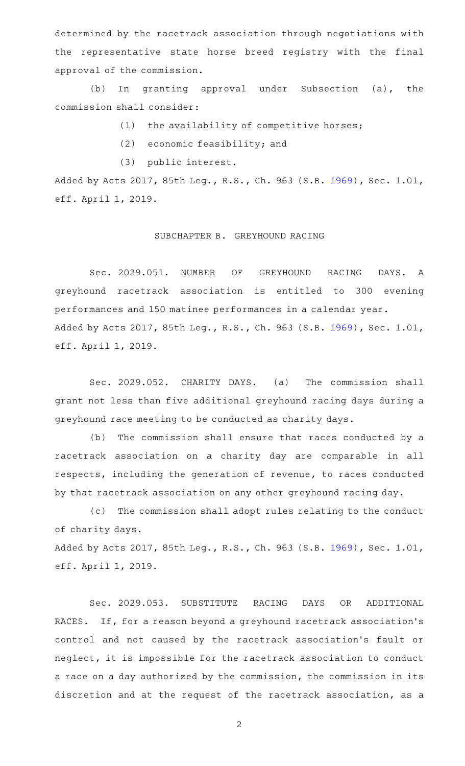determined by the racetrack association through negotiations with the representative state horse breed registry with the final approval of the commission.

(b) In granting approval under Subsection (a), the commission shall consider:

(1) the availability of competitive horses;

(2) economic feasibility; and

(3) public interest.

Added by Acts 2017, 85th Leg., R.S., Ch. 963 (S.B. 1969), Sec. 1.01, eff. April 1, 2019.

## SUBCHAPTER B. GREYHOUND RACING

Sec. 2029.051. NUMBER OF GREYHOUND RACING DAYS. A greyhound racetrack association is entitled to 300 evening performances and 150 matinee performances in a calendar year.

Added by Acts 2017, 85th Leg., R.S., Ch. 963 (S.B. 1969), Sec. 1.01, eff. April 1, 2019.

Sec. 2029.052. CHARITY DAYS. (a) The commission shall grant not less than five additional greyhound racing days during a greyhound race meeting to be conducted as charity days.

(b) The commission shall ensure that races conducted by a racetrack association on a charity day are comparable in all respects, including the generation of revenue, to races conducted by that racetrack association on any other greyhound racing day.

(c) The commission shall adopt rules relating to the conduct of charity days.

Added by Acts 2017, 85th Leg., R.S., Ch. 963 (S.B. 1969), Sec. 1.01, eff. April 1, 2019.

Sec. 2029.053. SUBSTITUTE RACING DAYS OR ADDITIONAL RACES. If, for a reason beyond a greyhound racetrack association's control and not caused by the racetrack association's fault or neglect, it is impossible for the racetrack association to conduct a race on a day authorized by the commission, the commission in its discretion and at the request of the racetrack association, as a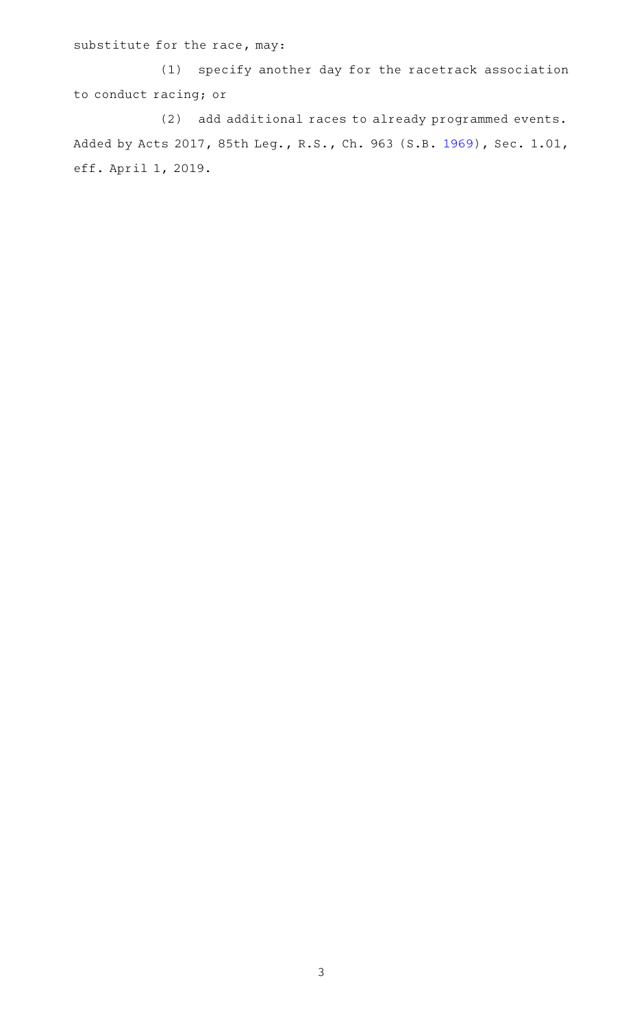substitute for the race, may:

(1) specify another day for the racetrack association to conduct racing; or

(2) add additional races to already programmed events.

Added by Acts 2017, 85th Leg., R.S., Ch. 963 (S.B. 1969), Sec. 1.01, eff. April 1, 2019.